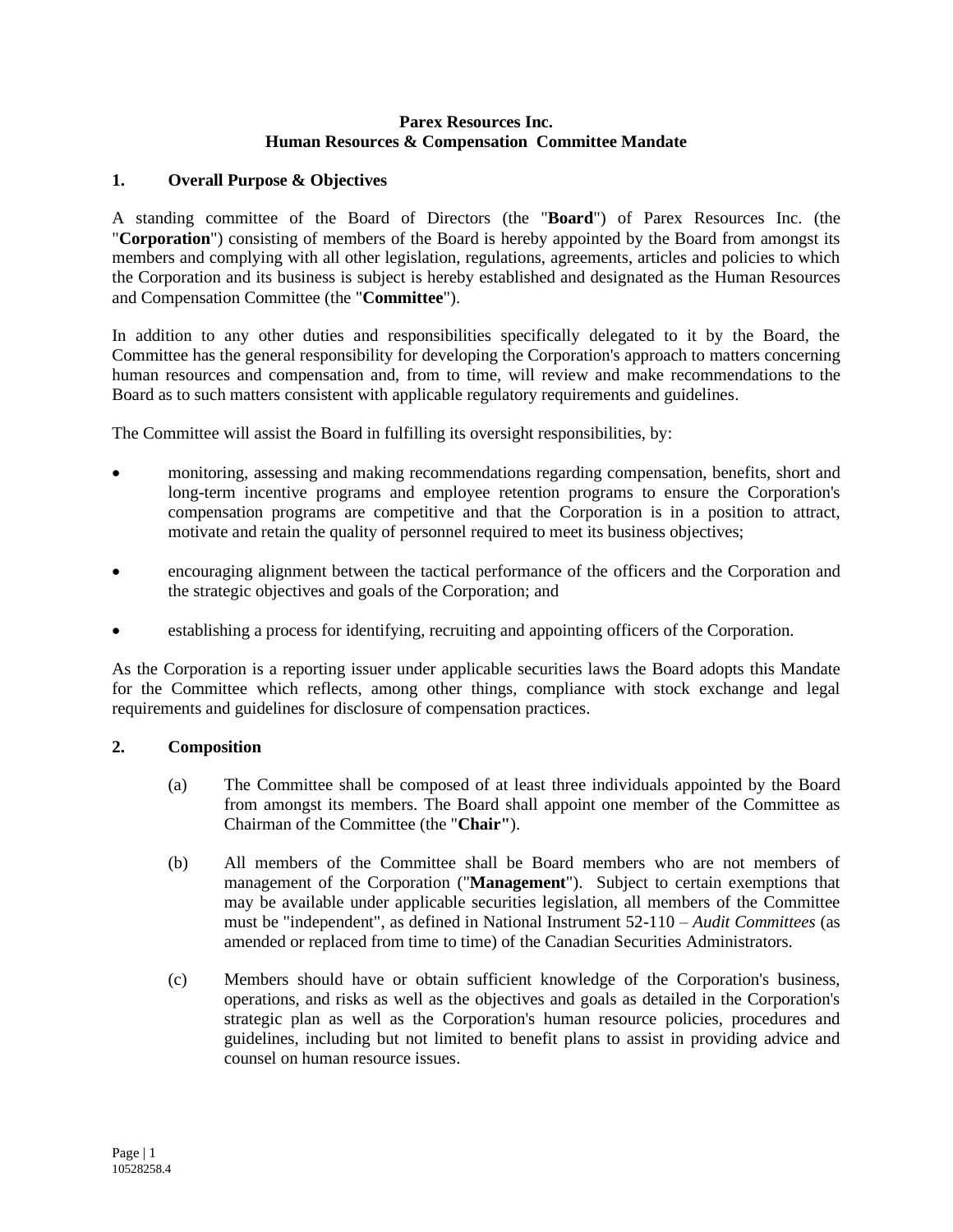# Parex Resources Inc.
# Human Resources & Compensation Committee Mandate

## 1. Overall Purpose & Objectives

A standing committee of the Board of Directors (the "**Board**") of Parex Resources Inc. (the "**Corporation**") consisting of members of the Board is hereby appointed by the Board from amongst its members and complying with all other legislation, regulations, agreements, articles and policies to which the Corporation and its business is subject is hereby established and designated as the Human Resources and Compensation Committee (the "**Committee**").

In addition to any other duties and responsibilities specifically delegated to it by the Board, the Committee has the general responsibility for developing the Corporation's approach to matters concerning human resources and compensation and, from to time, will review and make recommendations to the Board as to such matters consistent with applicable regulatory requirements and guidelines.

The Committee will assist the Board in fulfilling its oversight responsibilities, by:

- monitoring, assessing and making recommendations regarding compensation, benefits, short and long-term incentive programs and employee retention programs to ensure the Corporation's compensation programs are competitive and that the Corporation is in a position to attract, motivate and retain the quality of personnel required to meet its business objectives;
- encouraging alignment between the tactical performance of the officers and the Corporation and the strategic objectives and goals of the Corporation; and
- establishing a process for identifying, recruiting and appointing officers of the Corporation.

As the Corporation is a reporting issuer under applicable securities laws the Board adopts this Mandate for the Committee which reflects, among other things, compliance with stock exchange and legal requirements and guidelines for disclosure of compensation practices.

## 2. Composition

(a) The Committee shall be composed of at least three individuals appointed by the Board from amongst its members. The Board shall appoint one member of the Committee as Chairman of the Committee (the "**Chair**").

(b) All members of the Committee shall be Board members who are not members of management of the Corporation ("**Management**"). Subject to certain exemptions that may be available under applicable securities legislation, all members of the Committee must be "independent", as defined in National Instrument 52-110 – *Audit Committees* (as amended or replaced from time to time) of the Canadian Securities Administrators.

(c) Members should have or obtain sufficient knowledge of the Corporation's business, operations, and risks as well as the objectives and goals as detailed in the Corporation's strategic plan as well as the Corporation's human resource policies, procedures and guidelines, including but not limited to benefit plans to assist in providing advice and counsel on human resource issues.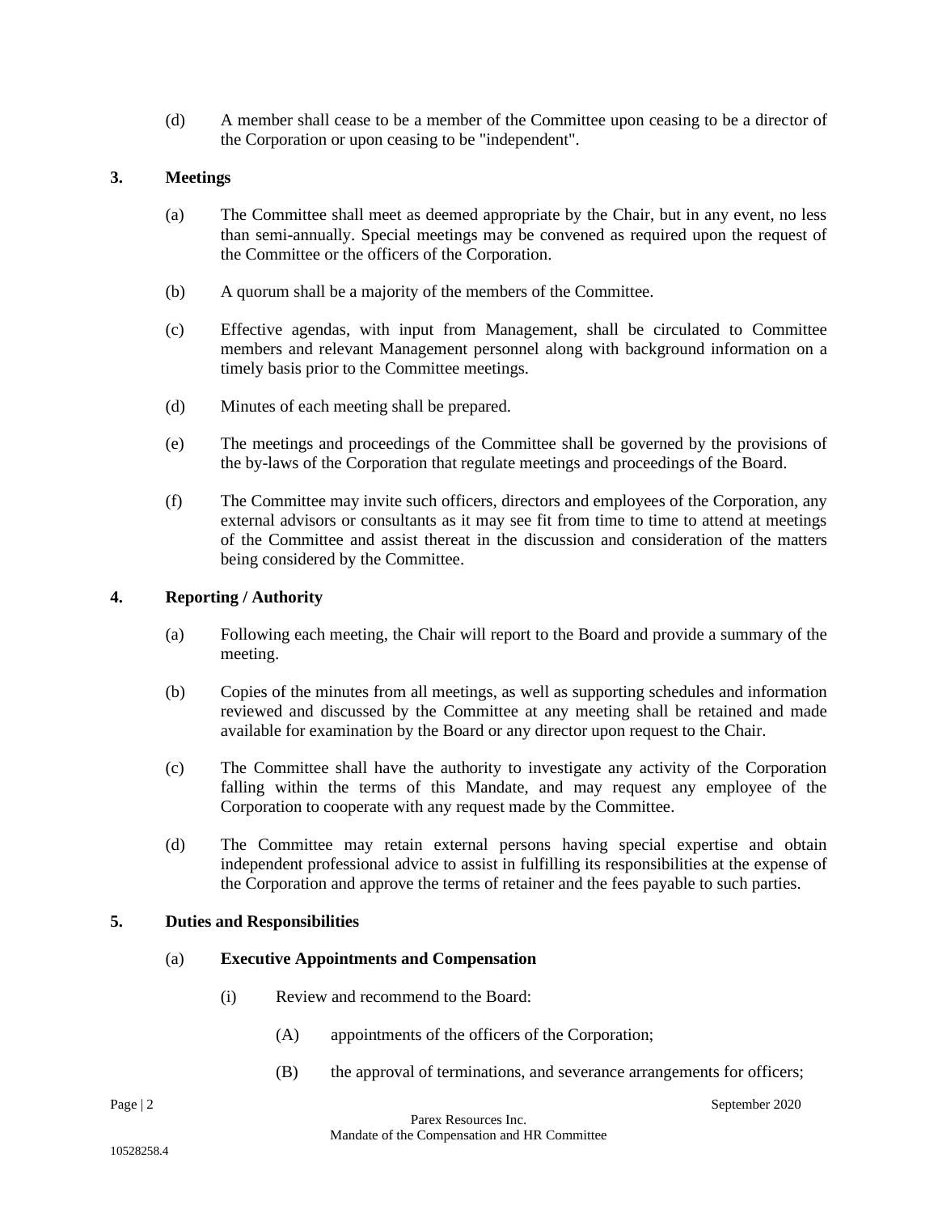(d) A member shall cease to be a member of the Committee upon ceasing to be a director of the Corporation or upon ceasing to be "independent".

**3. Meetings**

(a) The Committee shall meet as deemed appropriate by the Chair, but in any event, no less than semi-annually. Special meetings may be convened as required upon the request of the Committee or the officers of the Corporation.

(b) A quorum shall be a majority of the members of the Committee.

(c) Effective agendas, with input from Management, shall be circulated to Committee members and relevant Management personnel along with background information on a timely basis prior to the Committee meetings.

(d) Minutes of each meeting shall be prepared.

(e) The meetings and proceedings of the Committee shall be governed by the provisions of the by-laws of the Corporation that regulate meetings and proceedings of the Board.

(f) The Committee may invite such officers, directors and employees of the Corporation, any external advisors or consultants as it may see fit from time to time to attend at meetings of the Committee and assist thereat in the discussion and consideration of the matters being considered by the Committee.

**4. Reporting / Authority**

(a) Following each meeting, the Chair will report to the Board and provide a summary of the meeting.

(b) Copies of the minutes from all meetings, as well as supporting schedules and information reviewed and discussed by the Committee at any meeting shall be retained and made available for examination by the Board or any director upon request to the Chair.

(c) The Committee shall have the authority to investigate any activity of the Corporation falling within the terms of this Mandate, and may request any employee of the Corporation to cooperate with any request made by the Committee.

(d) The Committee may retain external persons having special expertise and obtain independent professional advice to assist in fulfilling its responsibilities at the expense of the Corporation and approve the terms of retainer and the fees payable to such parties.

**5. Duties and Responsibilities**

(a) **Executive Appointments and Compensation**

(i) Review and recommend to the Board:

(A) appointments of the officers of the Corporation;

(B) the approval of terminations, and severance arrangements for officers;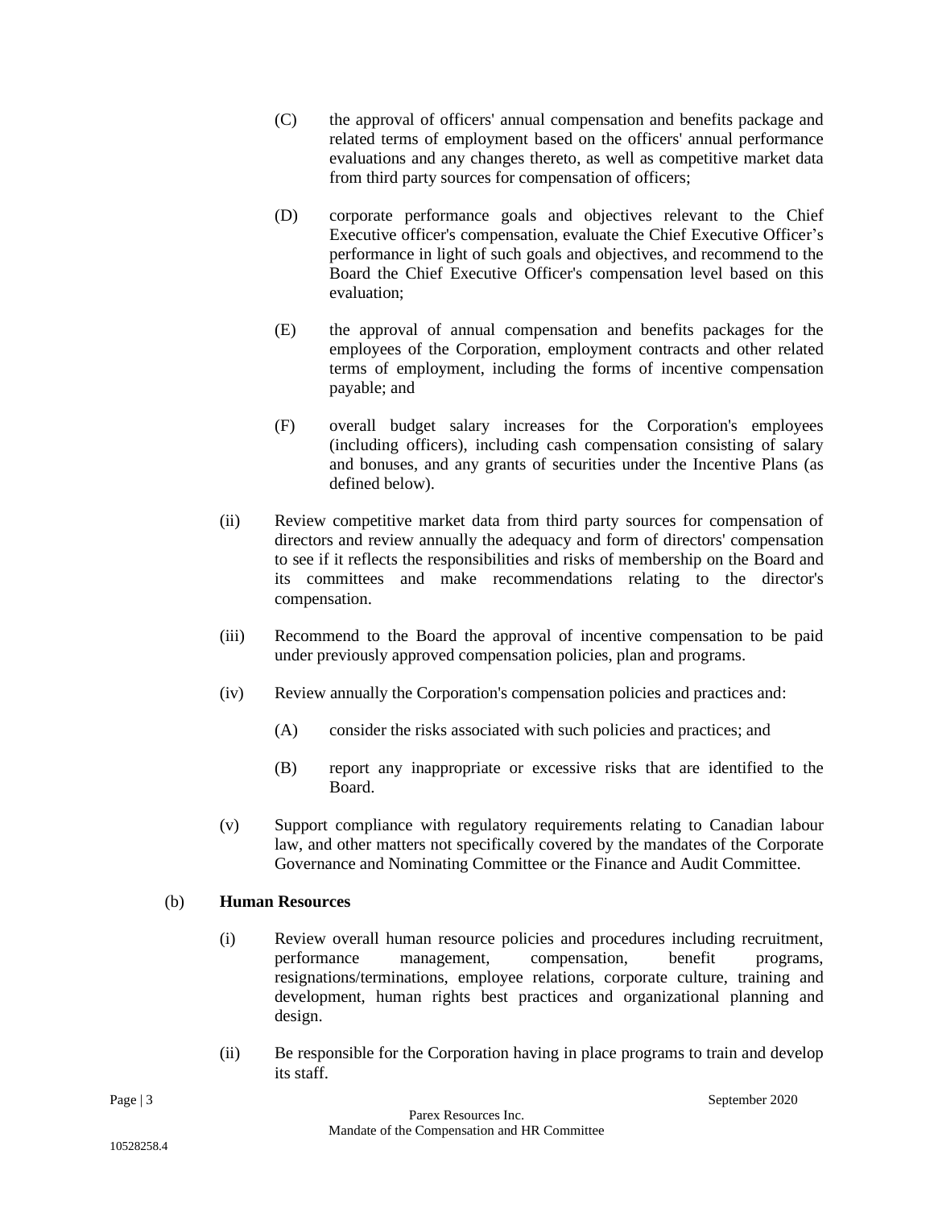(C) the approval of officers' annual compensation and benefits package and related terms of employment based on the officers' annual performance evaluations and any changes thereto, as well as competitive market data from third party sources for compensation of officers;

(D) corporate performance goals and objectives relevant to the Chief Executive officer's compensation, evaluate the Chief Executive Officer’s performance in light of such goals and objectives, and recommend to the Board the Chief Executive Officer's compensation level based on this evaluation;

(E) the approval of annual compensation and benefits packages for the employees of the Corporation, employment contracts and other related terms of employment, including the forms of incentive compensation payable; and

(F) overall budget salary increases for the Corporation's employees (including officers), including cash compensation consisting of salary and bonuses, and any grants of securities under the Incentive Plans (as defined below).

(ii) Review competitive market data from third party sources for compensation of directors and review annually the adequacy and form of directors' compensation to see if it reflects the responsibilities and risks of membership on the Board and its committees and make recommendations relating to the director's compensation.

(iii) Recommend to the Board the approval of incentive compensation to be paid under previously approved compensation policies, plan and programs.

(iv) Review annually the Corporation's compensation policies and practices and:

(A) consider the risks associated with such policies and practices; and

(B) report any inappropriate or excessive risks that are identified to the Board.

(v) Support compliance with regulatory requirements relating to Canadian labour law, and other matters not specifically covered by the mandates of the Corporate Governance and Nominating Committee or the Finance and Audit Committee.

(b) **Human Resources**

(i) Review overall human resource policies and procedures including recruitment, performance management, compensation, benefit programs, resignations/terminations, employee relations, corporate culture, training and development, human rights best practices and organizational planning and design.

(ii) Be responsible for the Corporation having in place programs to train and develop its staff.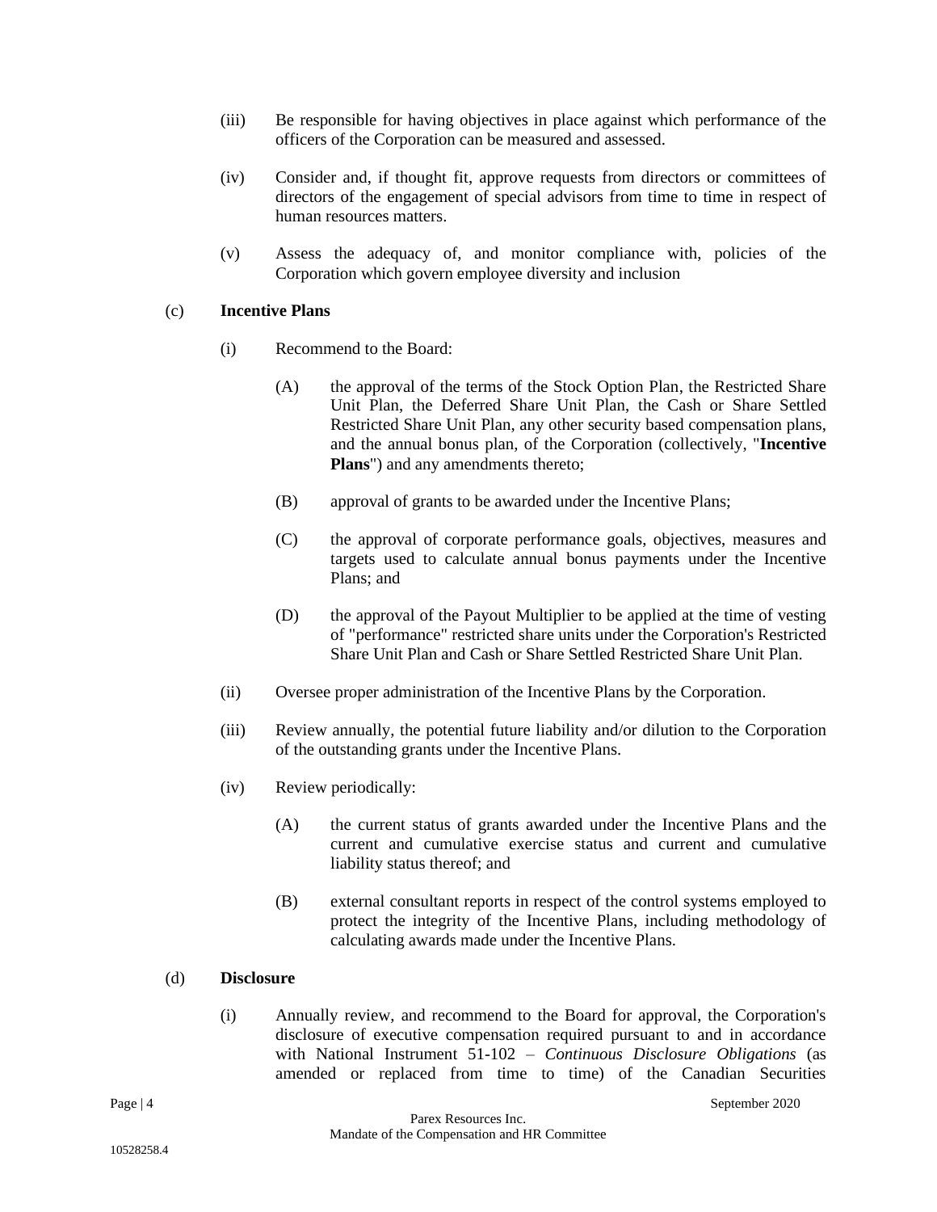(iii) Be responsible for having objectives in place against which performance of the officers of the Corporation can be measured and assessed.

(iv) Consider and, if thought fit, approve requests from directors or committees of directors of the engagement of special advisors from time to time in respect of human resources matters.

(v) Assess the adequacy of, and monitor compliance with, policies of the Corporation which govern employee diversity and inclusion

(c) **Incentive Plans**

(i) Recommend to the Board:

(A) the approval of the terms of the Stock Option Plan, the Restricted Share Unit Plan, the Deferred Share Unit Plan, the Cash or Share Settled Restricted Share Unit Plan, any other security based compensation plans, and the annual bonus plan, of the Corporation (collectively, "**Incentive Plans**") and any amendments thereto;

(B) approval of grants to be awarded under the Incentive Plans;

(C) the approval of corporate performance goals, objectives, measures and targets used to calculate annual bonus payments under the Incentive Plans; and

(D) the approval of the Payout Multiplier to be applied at the time of vesting of "performance" restricted share units under the Corporation's Restricted Share Unit Plan and Cash or Share Settled Restricted Share Unit Plan.

(ii) Oversee proper administration of the Incentive Plans by the Corporation.

(iii) Review annually, the potential future liability and/or dilution to the Corporation of the outstanding grants under the Incentive Plans.

(iv) Review periodically:

(A) the current status of grants awarded under the Incentive Plans and the current and cumulative exercise status and current and cumulative liability status thereof; and

(B) external consultant reports in respect of the control systems employed to protect the integrity of the Incentive Plans, including methodology of calculating awards made under the Incentive Plans.

(d) **Disclosure**

(i) Annually review, and recommend to the Board for approval, the Corporation's disclosure of executive compensation required pursuant to and in accordance with National Instrument 51-102 – *Continuous Disclosure Obligations* (as amended or replaced from time to time) of the Canadian Securities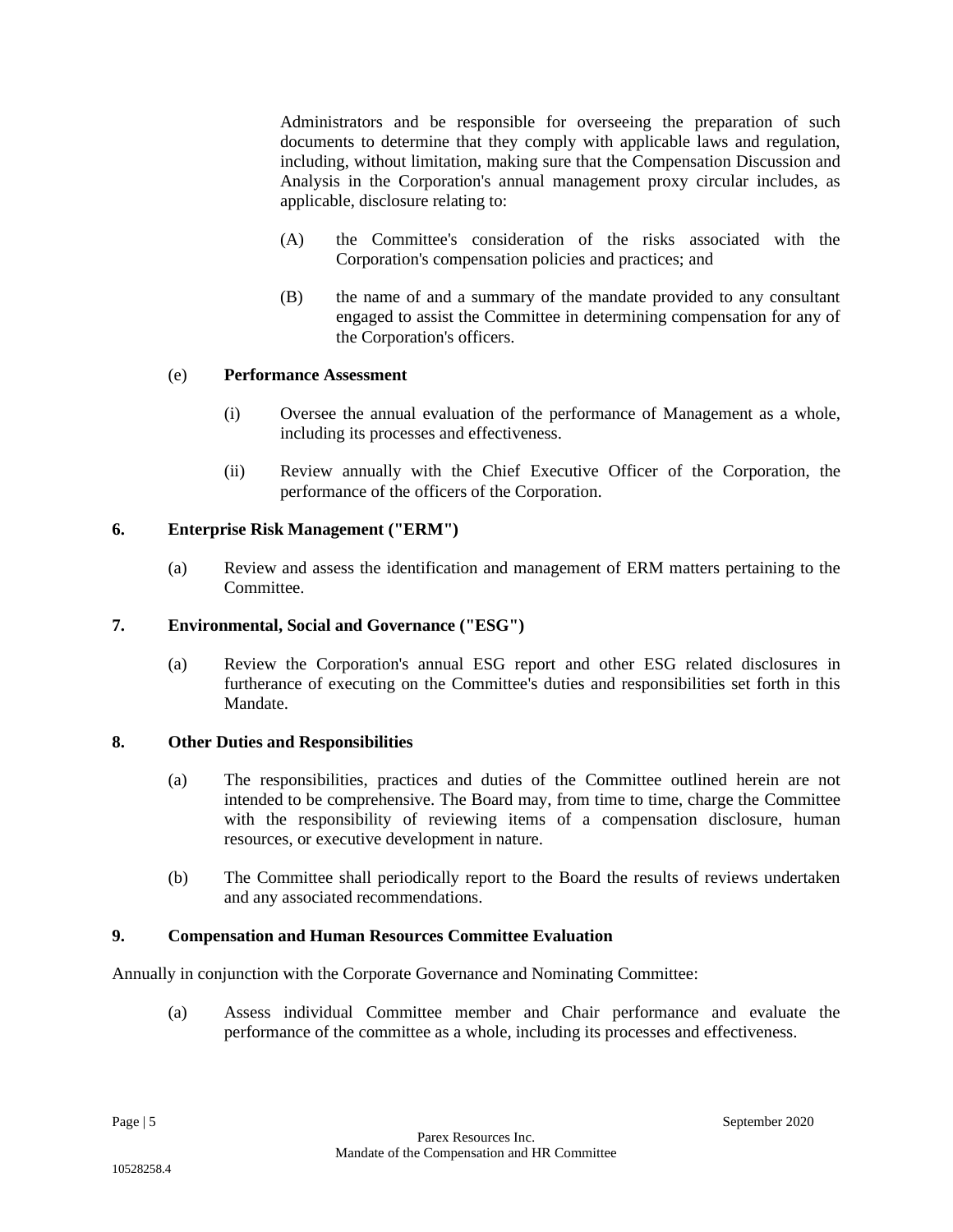Administrators and be responsible for overseeing the preparation of such documents to determine that they comply with applicable laws and regulation, including, without limitation, making sure that the Compensation Discussion and Analysis in the Corporation's annual management proxy circular includes, as applicable, disclosure relating to:

(A) the Committee's consideration of the risks associated with the Corporation's compensation policies and practices; and

(B) the name of and a summary of the mandate provided to any consultant engaged to assist the Committee in determining compensation for any of the Corporation's officers.

(e) **Performance Assessment**

(i) Oversee the annual evaluation of the performance of Management as a whole, including its processes and effectiveness.

(ii) Review annually with the Chief Executive Officer of the Corporation, the performance of the officers of the Corporation.

### 6. Enterprise Risk Management ("ERM")

(a) Review and assess the identification and management of ERM matters pertaining to the Committee.

### 7. Environmental, Social and Governance ("ESG")

(a) Review the Corporation's annual ESG report and other ESG related disclosures in furtherance of executing on the Committee's duties and responsibilities set forth in this Mandate.

### 8. Other Duties and Responsibilities

(a) The responsibilities, practices and duties of the Committee outlined herein are not intended to be comprehensive. The Board may, from time to time, charge the Committee with the responsibility of reviewing items of a compensation disclosure, human resources, or executive development in nature.

(b) The Committee shall periodically report to the Board the results of reviews undertaken and any associated recommendations.

### 9. Compensation and Human Resources Committee Evaluation

Annually in conjunction with the Corporate Governance and Nominating Committee:

(a) Assess individual Committee member and Chair performance and evaluate the performance of the committee as a whole, including its processes and effectiveness.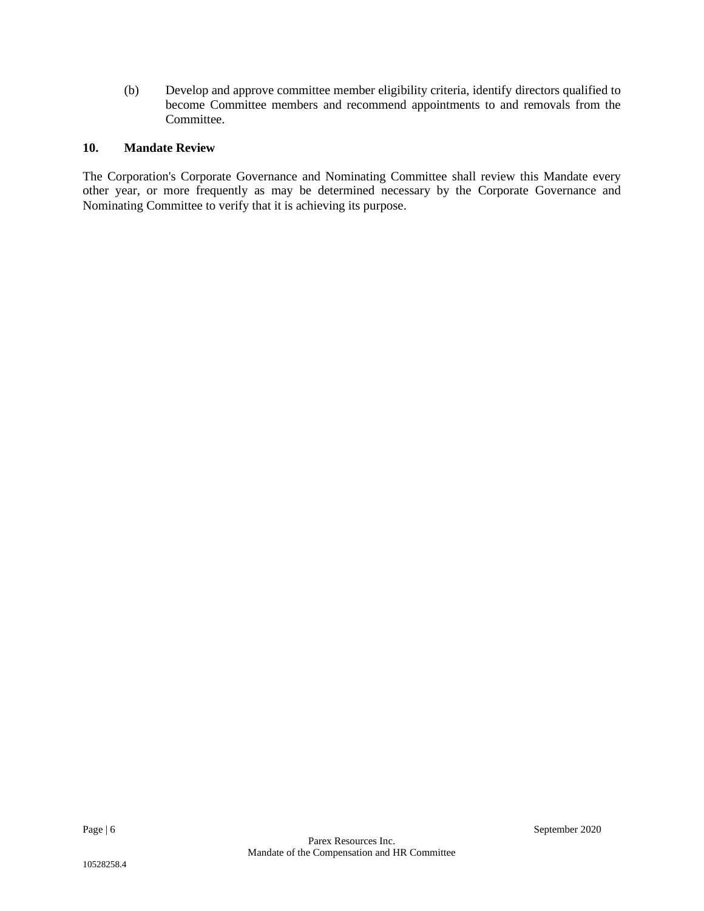(b) Develop and approve committee member eligibility criteria, identify directors qualified to become Committee members and recommend appointments to and removals from the Committee.

## 10. Mandate Review

The Corporation's Corporate Governance and Nominating Committee shall review this Mandate every other year, or more frequently as may be determined necessary by the Corporate Governance and Nominating Committee to verify that it is achieving its purpose.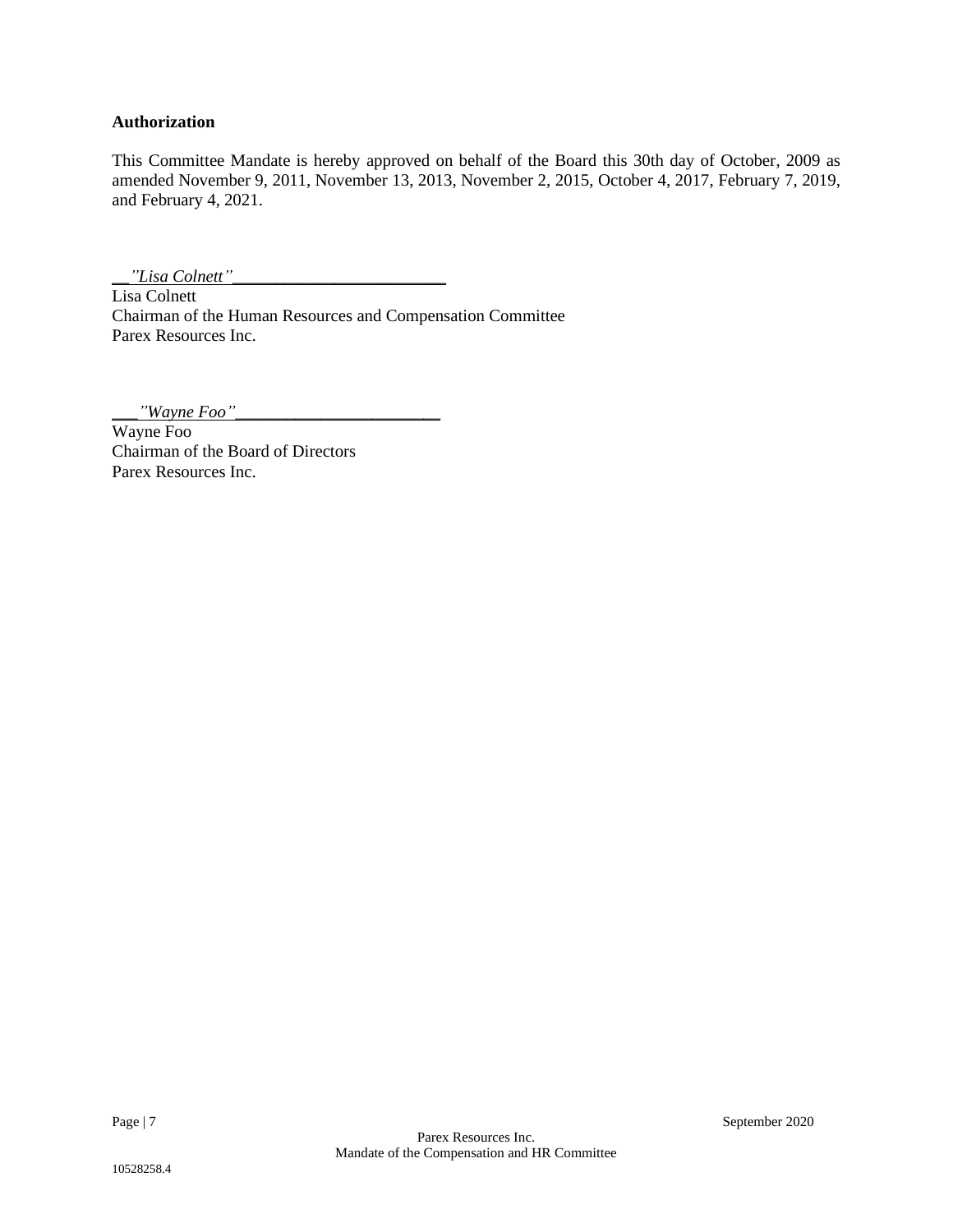**Authorization**

This Committee Mandate is hereby approved on behalf of the Board this 30th day of October, 2009 as amended November 9, 2011, November 13, 2013, November 2, 2015, October 4, 2017, February 7, 2019, and February 4, 2021.

__*"Lisa Colnett"*________________________
Lisa Colnett
Chairman of the Human Resources and Compensation Committee
Parex Resources Inc.

___*"Wayne Foo"*_______________________
Wayne Foo
Chairman of the Board of Directors
Parex Resources Inc.